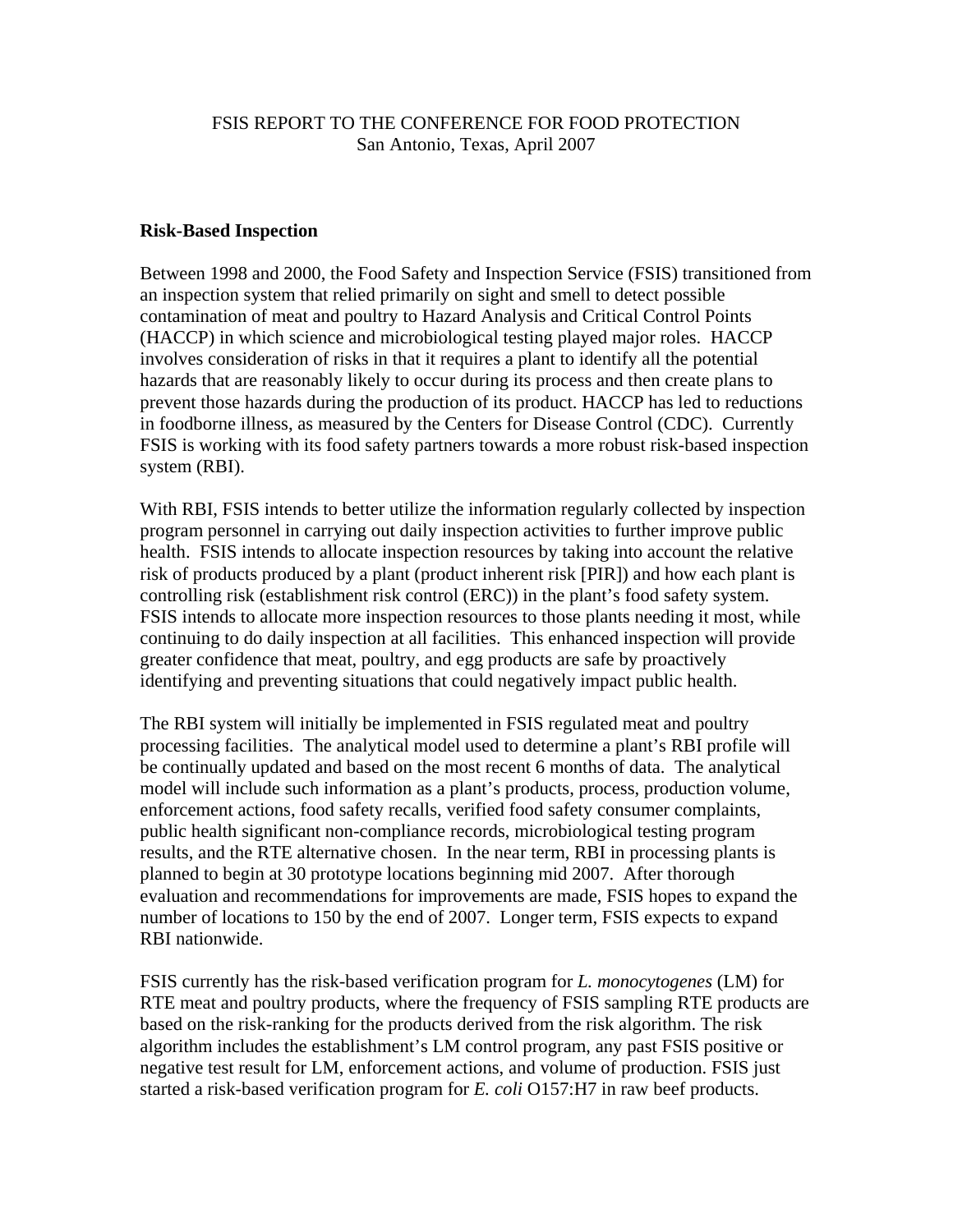FSIS REPORT TO THE CONFERENCE FOR FOOD PROTECTION
San Antonio, Texas, April 2007

**Risk-Based Inspection**

Between 1998 and 2000, the Food Safety and Inspection Service (FSIS) transitioned from an inspection system that relied primarily on sight and smell to detect possible contamination of meat and poultry to Hazard Analysis and Critical Control Points (HACCP) in which science and microbiological testing played major roles. HACCP involves consideration of risks in that it requires a plant to identify all the potential hazards that are reasonably likely to occur during its process and then create plans to prevent those hazards during the production of its product. HACCP has led to reductions in foodborne illness, as measured by the Centers for Disease Control (CDC). Currently FSIS is working with its food safety partners towards a more robust risk-based inspection system (RBI).

With RBI, FSIS intends to better utilize the information regularly collected by inspection program personnel in carrying out daily inspection activities to further improve public health. FSIS intends to allocate inspection resources by taking into account the relative risk of products produced by a plant (product inherent risk [PIR]) and how each plant is controlling risk (establishment risk control (ERC)) in the plant's food safety system. FSIS intends to allocate more inspection resources to those plants needing it most, while continuing to do daily inspection at all facilities. This enhanced inspection will provide greater confidence that meat, poultry, and egg products are safe by proactively identifying and preventing situations that could negatively impact public health.

The RBI system will initially be implemented in FSIS regulated meat and poultry processing facilities. The analytical model used to determine a plant's RBI profile will be continually updated and based on the most recent 6 months of data. The analytical model will include such information as a plant's products, process, production volume, enforcement actions, food safety recalls, verified food safety consumer complaints, public health significant non-compliance records, microbiological testing program results, and the RTE alternative chosen. In the near term, RBI in processing plants is planned to begin at 30 prototype locations beginning mid 2007. After thorough evaluation and recommendations for improvements are made, FSIS hopes to expand the number of locations to 150 by the end of 2007. Longer term, FSIS expects to expand RBI nationwide.

FSIS currently has the risk-based verification program for *L. monocytogenes* (LM) for RTE meat and poultry products, where the frequency of FSIS sampling RTE products are based on the risk-ranking for the products derived from the risk algorithm. The risk algorithm includes the establishment's LM control program, any past FSIS positive or negative test result for LM, enforcement actions, and volume of production. FSIS just started a risk-based verification program for *E. coli* O157:H7 in raw beef products.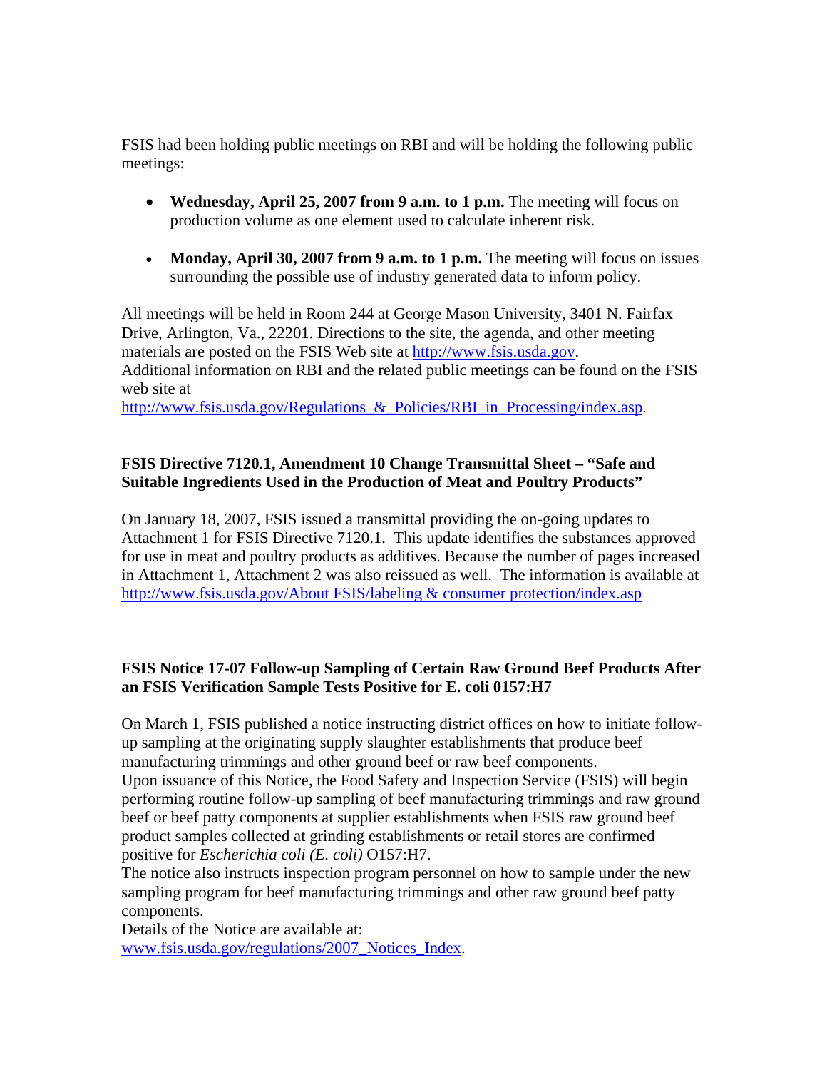FSIS had been holding public meetings on RBI and will be holding the following public meetings:

- **Wednesday, April 25, 2007 from 9 a.m. to 1 p.m.** The meeting will focus on production volume as one element used to calculate inherent risk.

- **Monday, April 30, 2007 from 9 a.m. to 1 p.m.** The meeting will focus on issues surrounding the possible use of industry generated data to inform policy.

All meetings will be held in Room 244 at George Mason University, 3401 N. Fairfax Drive, Arlington, Va., 22201. Directions to the site, the agenda, and other meeting materials are posted on the FSIS Web site at http://www.fsis.usda.gov.
Additional information on RBI and the related public meetings can be found on the FSIS web site at
http://www.fsis.usda.gov/Regulations_&_Policies/RBI_in_Processing/index.asp.

**FSIS Directive 7120.1, Amendment 10 Change Transmittal Sheet – "Safe and Suitable Ingredients Used in the Production of Meat and Poultry Products"**

On January 18, 2007, FSIS issued a transmittal providing the on-going updates to Attachment 1 for FSIS Directive 7120.1. This update identifies the substances approved for use in meat and poultry products as additives. Because the number of pages increased in Attachment 1, Attachment 2 was also reissued as well. The information is available at http://www.fsis.usda.gov/About FSIS/labeling & consumer protection/index.asp

**FSIS Notice 17-07 Follow-up Sampling of Certain Raw Ground Beef Products After an FSIS Verification Sample Tests Positive for E. coli 0157:H7**

On March 1, FSIS published a notice instructing district offices on how to initiate follow-up sampling at the originating supply slaughter establishments that produce beef manufacturing trimmings and other ground beef or raw beef components.
Upon issuance of this Notice, the Food Safety and Inspection Service (FSIS) will begin performing routine follow-up sampling of beef manufacturing trimmings and raw ground beef or beef patty components at supplier establishments when FSIS raw ground beef product samples collected at grinding establishments or retail stores are confirmed positive for *Escherichia coli (E. coli)* O157:H7.
The notice also instructs inspection program personnel on how to sample under the new sampling program for beef manufacturing trimmings and other raw ground beef patty components.
Details of the Notice are available at:
www.fsis.usda.gov/regulations/2007_Notices_Index.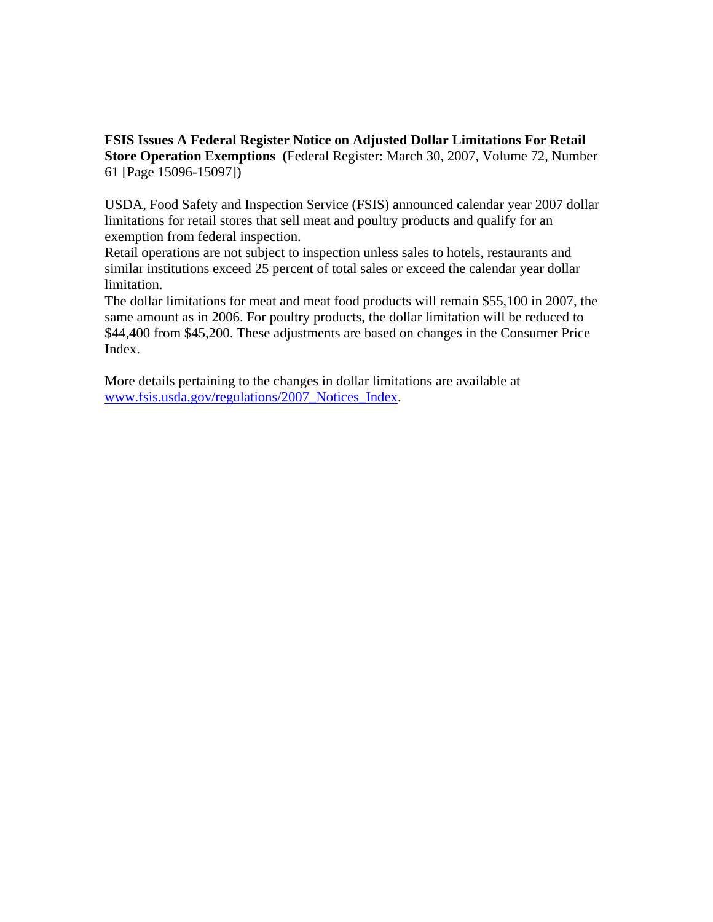**FSIS Issues A Federal Register Notice on Adjusted Dollar Limitations For Retail Store Operation Exemptions (**Federal Register: March 30, 2007, Volume 72, Number 61 [Page 15096-15097])

USDA, Food Safety and Inspection Service (FSIS) announced calendar year 2007 dollar limitations for retail stores that sell meat and poultry products and qualify for an exemption from federal inspection.

Retail operations are not subject to inspection unless sales to hotels, restaurants and similar institutions exceed 25 percent of total sales or exceed the calendar year dollar limitation.

The dollar limitations for meat and meat food products will remain $55,100 in 2007, the same amount as in 2006. For poultry products, the dollar limitation will be reduced to $44,400 from $45,200. These adjustments are based on changes in the Consumer Price Index.

More details pertaining to the changes in dollar limitations are available at [www.fsis.usda.gov/regulations/2007_Notices_Index](http://www.fsis.usda.gov/regulations/2007_Notices_Index).